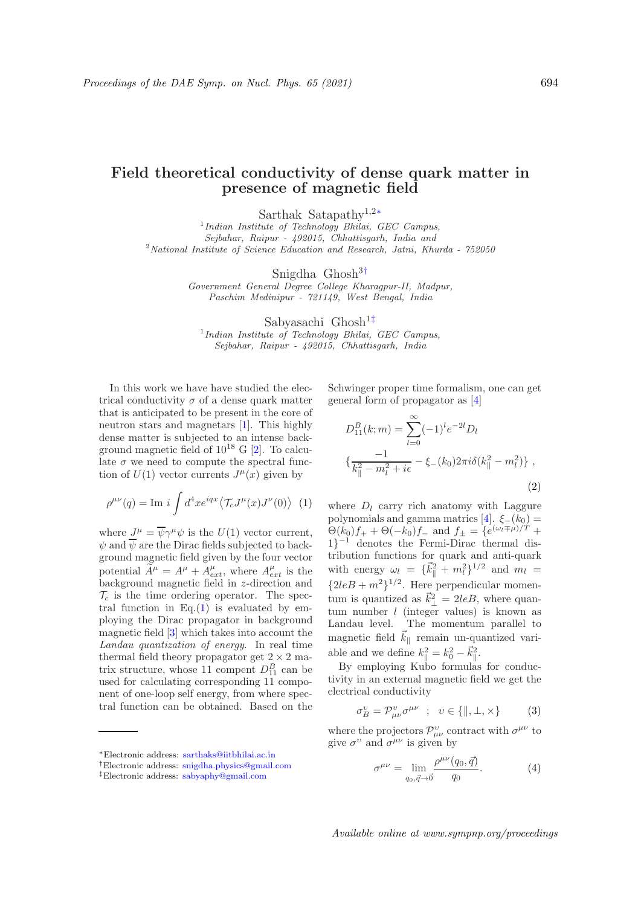# Field theoretical conductivity of dense quark matter in presence of magnetic field

Sarthak Satapathy[1,2*]

[1] *Indian Institute of Technology Bhilai, GEC Campus, Sejbahar, Raipur - 492015, Chhattisgarh, India and*
[2] *National Institute of Science Education and Research, Jatni, Khurda - 752050*

Snigdha Ghosh[3†]

*Government General Degree College Kharagpur-II, Madpur, Paschim Medinipur - 721149, West Bengal, India*

Sabyasachi Ghosh[1‡]

[1] *Indian Institute of Technology Bhilai, GEC Campus, Sejbahar, Raipur - 492015, Chhattisgarh, India*

In this work we have have studied the electrical conductivity $\sigma$ of a dense quark matter that is anticipated to be present in the core of neutron stars and magnetars [1]. This highly dense matter is subjected to an intense background magnetic field of $10^{18}$ G [2]. To calculate $\sigma$ we need to compute the spectral function of $U(1)$ vector currents $J^\mu(x)$ given by

$$\rho^{\mu\nu}(q) = \text{Im } i \int d^4x e^{iqx} \langle \mathcal{T}_c J^\mu(x) J^\nu(0) \rangle \quad (1)$$

where $J^\mu = \overline{\psi}\gamma^\mu\psi$ is the $U(1)$ vector current, $\psi$ and $\overline{\psi}$ are the Dirac fields subjected to background magnetic field given by the four vector potential $\tilde{A}^\mu = A^\mu + A^\mu_{ext}$, where $A^\mu_{ext}$ is the background magnetic field in $z$-direction and $\mathcal{T}_c$ is the time ordering operator. The spectral function in Eq.(1) is evaluated by employing the Dirac propagator in background magnetic field [3] which takes into account the *Landau quantization of energy*. In real time thermal field theory propagator get $2 \times 2$ matrix structure, whose 11 compent $D^B_{11}$ can be used for calculating corresponding 11 component of one-loop self energy, from where spectral function can be obtained. Based on the Schwinger proper time formalism, one can get general form of propagator as [4]

$$D^B_{11}(k;m) = \sum_{l=0}^{\infty} (-1)^l e^{-2l} D_l \left\{ \frac{-1}{k_\parallel^2 - m_l^2 + i\epsilon} - \xi_-(k_0) 2\pi i \delta(k_\parallel^2 - m_l^2) \right\} , \quad (2)$$

where $D_l$ carry rich anatomy with Laggure polynomials and gamma matrics [4]. $\xi_-(k_0) = \Theta(k_0)f_+ + \Theta(-k_0)f_-$ and $f_\pm = \{e^{(\omega_l \mp \mu)/T} + 1\}^{-1}$ denotes the Fermi-Dirac thermal distribution functions for quark and anti-quark with energy $\omega_l = \{\vec{k}_\parallel^2 + m_l^2\}^{1/2}$ and $m_l = \{2leB + m^2\}^{1/2}$. Here perpendicular momentum is quantized as $\vec{k}_\perp^2 = 2leB$, where quantum number $l$ (integer values) is known as Landau level. The momentum parallel to magnetic field $\vec{k}_\parallel$ remain un-quantized variable and we define $k_\parallel^2 = k_0^2 - \vec{k}_\parallel^2$.

By employing Kubo formulas for conductivity in an external magnetic field we get the electrical conductivity

$$\sigma^\upsilon_B = \mathcal{P}^\upsilon_{\mu\nu}\sigma^{\mu\nu} \quad ; \quad \upsilon \in \{\parallel, \perp, \times\} \quad (3)$$

where the projectors $\mathcal{P}^\upsilon_{\mu\nu}$ contract with $\sigma^{\mu\nu}$ to give $\sigma^\upsilon$ and $\sigma^{\mu\nu}$ is given by

$$\sigma^{\mu\nu} = \lim_{q_0, \vec{q} \to \vec{0}} \frac{\rho^{\mu\nu}(q_0, \vec{q})}{q_0}. \quad (4)$$

---

*Electronic address: sarthaks@iitbhilai.ac.in
†Electronic address: snigdha.physics@gmail.com
‡Electronic address: sabyaphy@gmail.com

Available online at www.sympnp.org/proceedings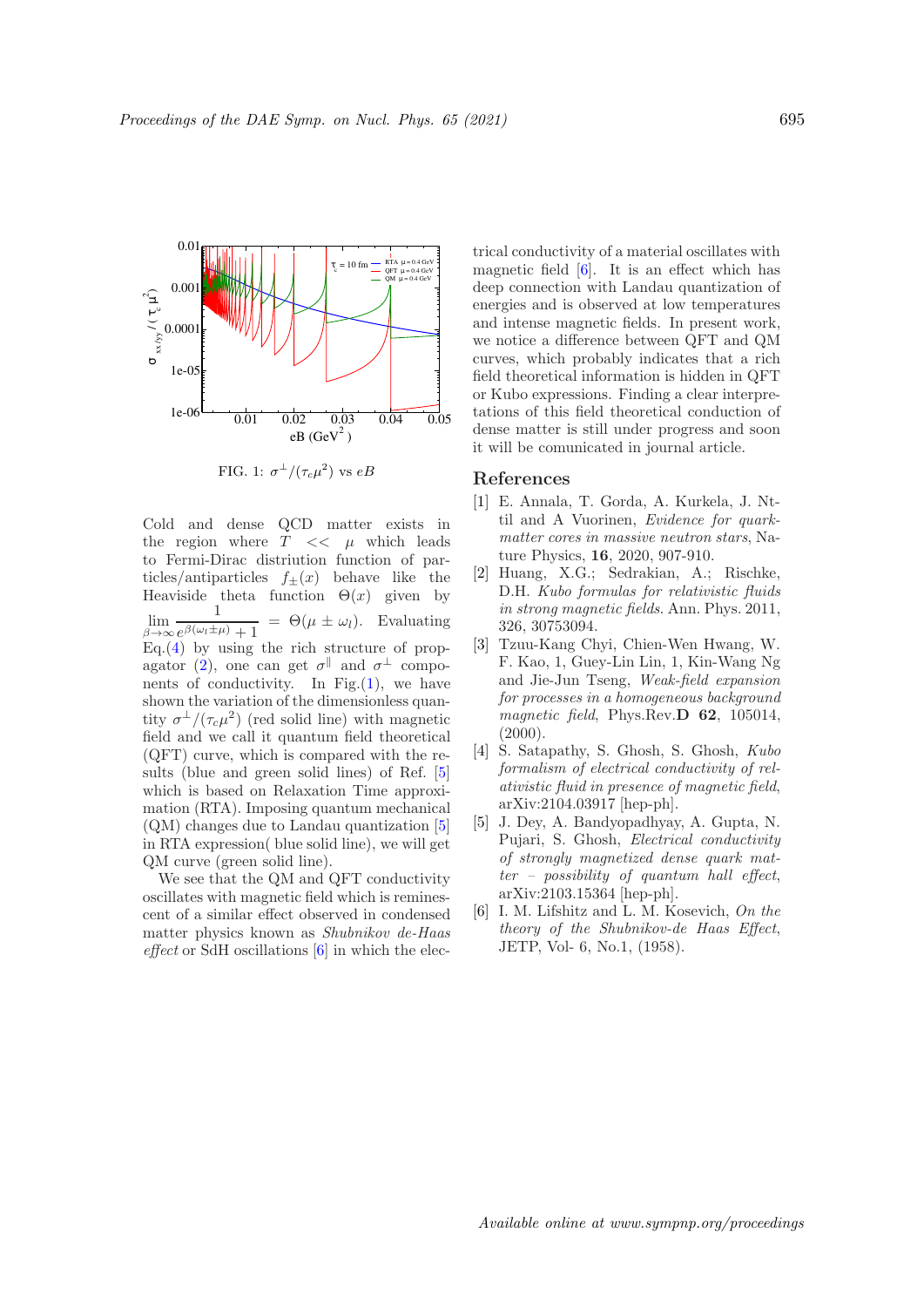0.01

0.001

0.0001

1e-05

1e-06

0.01 0.02 0.03 0.04 0.05

eB (GeV$^2$ )

$\sigma_{xx/yy}$ / ( $\tau_c \mu^2$ )

$\tau_c$ = 10 fm — RTA $\mu$ = 0.4 GeV — QFT $\mu$ = 0.4 GeV — QM $\mu$ = 0.4 GeV

FIG. 1: $\sigma^{\perp}/(\tau_c\mu^2)$ vs $eB$

Cold and dense QCD matter exists in the region where $T << \mu$ which leads to Fermi-Dirac distriution function of particles/antiparticles $f_{\pm}(x)$ behave like the Heaviside theta function $\Theta(x)$ given by $\lim_{\beta\to\infty} \frac{1}{e^{\beta(\omega_l \pm \mu)}+1} = \Theta(\mu \pm \omega_l)$. Evaluating Eq.(4) by using the rich structure of propagator (2), one can get $\sigma^{\parallel}$ and $\sigma^{\perp}$ components of conductivity. In Fig.(1), we have shown the variation of the dimensionless quantity $\sigma^{\perp}/(\tau_c\mu^2)$ (red solid line) with magnetic field and we call it quantum field theoretical (QFT) curve, which is compared with the results (blue and green solid lines) of Ref. [5] which is based on Relaxation Time approximation (RTA). Imposing quantum mechanical (QM) changes due to Landau quantization [5] in RTA expression( blue solid line), we will get QM curve (green solid line).

We see that the QM and QFT conductivity oscillates with magnetic field which is reminescent of a similar effect observed in condensed matter physics known as *Shubnikov de-Haas effect* or SdH oscillations [6] in which the electrical conductivity of a material oscillates with magnetic field [6]. It is an effect which has deep connection with Landau quantization of energies and is observed at low temperatures and intense magnetic fields. In present work, we notice a difference between QFT and QM curves, which probably indicates that a rich field theoretical information is hidden in QFT or Kubo expressions. Finding a clear interpretations of this field theoretical conduction of dense matter is still under progress and soon it will be comunicated in journal article.

## References

[1] E. Annala, T. Gorda, A. Kurkela, J. Nttil and A Vuorinen, *Evidence for quark-matter cores in massive neutron stars*, Nature Physics, **16**, 2020, 907-910.

[2] Huang, X.G.; Sedrakian, A.; Rischke, D.H. *Kubo formulas for relativistic fluids in strong magnetic fields*. Ann. Phys. 2011, 326, 30753094.

[3] Tzuu-Kang Chyi, Chien-Wen Hwang, W. F. Kao, 1, Guey-Lin Lin, 1, Kin-Wang Ng and Jie-Jun Tseng, *Weak-field expansion for processes in a homogeneous background magnetic field*, Phys.Rev.**D 62**, 105014, (2000).

[4] S. Satapathy, S. Ghosh, S. Ghosh, *Kubo formalism of electrical conductivity of relativistic fluid in presence of magnetic field*, arXiv:2104.03917 [hep-ph].

[5] J. Dey, A. Bandyopadhyay, A. Gupta, N. Pujari, S. Ghosh, *Electrical conductivity of strongly magnetized dense quark matter – possibility of quantum hall effect*, arXiv:2103.15364 [hep-ph].

[6] I. M. Lifshitz and L. M. Kosevich, *On the theory of the Shubnikov-de Haas Effect*, JETP, Vol- 6, No.1, (1958).